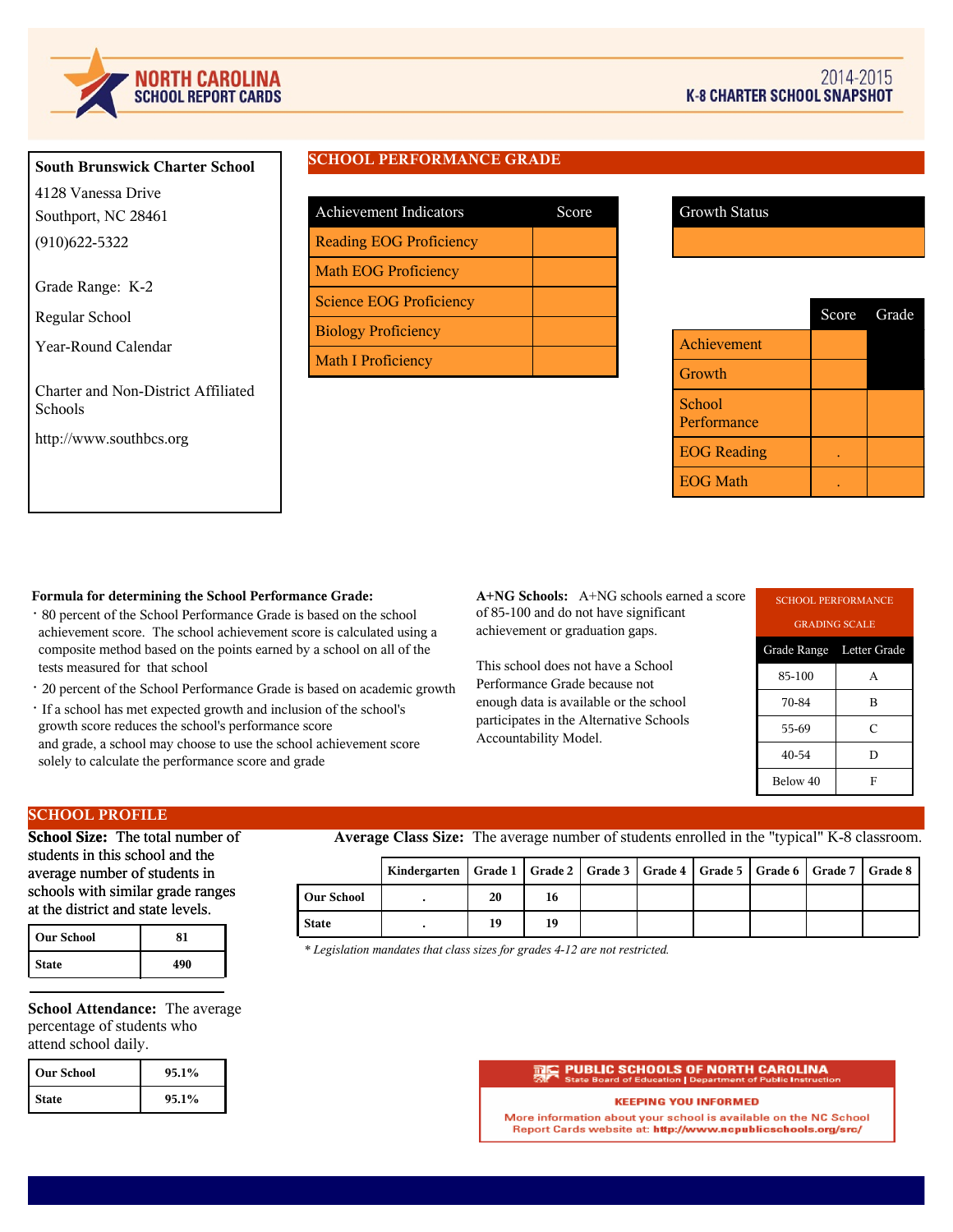# NORTH CAROLINA SCHOOL REPORT CARDS

## 2014-2015 K-8 CHARTER SCHOOL SNAPSHOT

**South Brunswick Charter School**

4128 Vanessa Drive
Southport, NC 28461
(910)622-5322

Grade Range: K-2

Regular School

Year-Round Calendar

Charter and Non-District Affiliated Schools

http://www.southbcs.org

## SCHOOL PERFORMANCE GRADE

| Achievement Indicators | Score |
|---|---|
| Reading EOG Proficiency | |
| Math EOG Proficiency | |
| Science EOG Proficiency | |
| Biology Proficiency | |
| Math I Proficiency | |

| Growth Status |
|---|
| |

| | Score | Grade |
|---|---|---|
| Achievement | | |
| Growth | | |
| School Performance | | |
| EOG Reading | . | |
| EOG Math | . | |

**Formula for determining the School Performance Grade:**

- 80 percent of the School Performance Grade is based on the school achievement score. The school achievement score is calculated using a composite method based on the points earned by a school on all of the tests measured for that school
- 20 percent of the School Performance Grade is based on academic growth
- If a school has met expected growth and inclusion of the school's growth score reduces the school's performance score and grade, a school may choose to use the school achievement score solely to calculate the performance score and grade

**A+NG Schools:** A+NG schools earned a score of 85-100 and do not have significant achievement or graduation gaps.

This school does not have a School Performance Grade because not enough data is available or the school participates in the Alternative Schools Accountability Model.

| SCHOOL PERFORMANCE GRADING SCALE | |
|---|---|
| Grade Range | Letter Grade |
| 85-100 | A |
| 70-84 | B |
| 55-69 | C |
| 40-54 | D |
| Below 40 | F |

## SCHOOL PROFILE

**School Size:** The total number of students in this school and the average number of students in schools with similar grade ranges at the district and state levels.

| | |
|---|---|
| Our School | 81 |
| State | 490 |

**School Attendance:** The average percentage of students who attend school daily.

| | |
|---|---|
| Our School | 95.1% |
| State | 95.1% |

**Average Class Size:** The average number of students enrolled in the "typical" K-8 classroom.

| | Kindergarten | Grade 1 | Grade 2 | Grade 3 | Grade 4 | Grade 5 | Grade 6 | Grade 7 | Grade 8 |
|---|---|---|---|---|---|---|---|---|---|
| Our School | . | 20 | 16 | | | | | | |
| State | . | 19 | 19 | | | | | | |

*\* Legislation mandates that class sizes for grades 4-12 are not restricted.*

**PUBLIC SCHOOLS OF NORTH CAROLINA**
State Board of Education | Department of Public Instruction

**KEEPING YOU INFORMED**

More information about your school is available on the NC School Report Cards website at: **http://www.ncpublicschools.org/src/**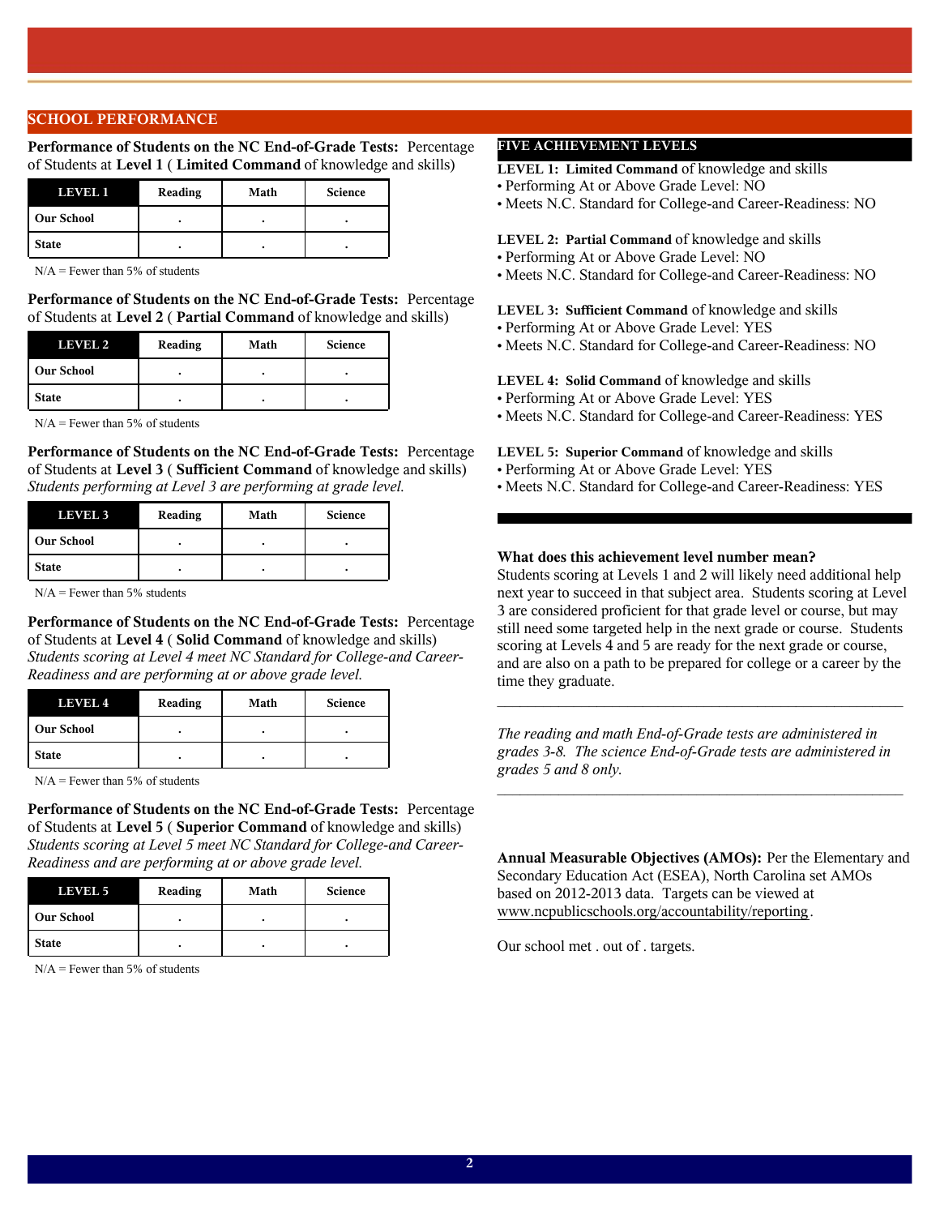## SCHOOL PERFORMANCE

**Performance of Students on the NC End-of-Grade Tests:** Percentage of Students at **Level 1** ( **Limited Command** of knowledge and skills)

| LEVEL 1 | Reading | Math | Science |
|---|---|---|---|
| **Our School** | . | . | . |
| **State** | . | . | . |

N/A = Fewer than 5% of students

**Performance of Students on the NC End-of-Grade Tests:** Percentage of Students at **Level 2** ( **Partial Command** of knowledge and skills)

| LEVEL 2 | Reading | Math | Science |
|---|---|---|---|
| **Our School** | . | . | . |
| **State** | . | . | . |

N/A = Fewer than 5% of students

**Performance of Students on the NC End-of-Grade Tests:** Percentage of Students at **Level 3** ( **Sufficient Command** of knowledge and skills) *Students performing at Level 3 are performing at grade level.*

| LEVEL 3 | Reading | Math | Science |
|---|---|---|---|
| **Our School** | . | . | . |
| **State** | . | . | . |

N/A = Fewer than 5% students

**Performance of Students on the NC End-of-Grade Tests:** Percentage of Students at **Level 4** ( **Solid Command** of knowledge and skills) *Students scoring at Level 4 meet NC Standard for College-and Career-Readiness and are performing at or above grade level.*

| LEVEL 4 | Reading | Math | Science |
|---|---|---|---|
| **Our School** | . | . | . |
| **State** | . | . | . |

N/A = Fewer than 5% of students

**Performance of Students on the NC End-of-Grade Tests:** Percentage of Students at **Level 5** ( **Superior Command** of knowledge and skills) *Students scoring at Level 5 meet NC Standard for College-and Career-Readiness and are performing at or above grade level.*

| LEVEL 5 | Reading | Math | Science |
|---|---|---|---|
| **Our School** | . | . | . |
| **State** | . | . | . |

N/A = Fewer than 5% of students

### FIVE ACHIEVEMENT LEVELS

**LEVEL 1: Limited Command** of knowledge and skills
- Performing At or Above Grade Level: NO
- Meets N.C. Standard for College-and Career-Readiness: NO

**LEVEL 2: Partial Command** of knowledge and skills
- Performing At or Above Grade Level: NO
- Meets N.C. Standard for College-and Career-Readiness: NO

**LEVEL 3: Sufficient Command** of knowledge and skills
- Performing At or Above Grade Level: YES
- Meets N.C. Standard for College-and Career-Readiness: NO

**LEVEL 4: Solid Command** of knowledge and skills
- Performing At or Above Grade Level: YES
- Meets N.C. Standard for College-and Career-Readiness: YES

**LEVEL 5: Superior Command** of knowledge and skills
- Performing At or Above Grade Level: YES
- Meets N.C. Standard for College-and Career-Readiness: YES

**What does this achievement level number mean?**
Students scoring at Levels 1 and 2 will likely need additional help next year to succeed in that subject area. Students scoring at Level 3 are considered proficient for that grade level or course, but may still need some targeted help in the next grade or course. Students scoring at Levels 4 and 5 are ready for the next grade or course, and are also on a path to be prepared for college or a career by the time they graduate.

---

*The reading and math End-of-Grade tests are administered in grades 3-8. The science End-of-Grade tests are administered in grades 5 and 8 only.*

---

**Annual Measurable Objectives (AMOs):** Per the Elementary and Secondary Education Act (ESEA), North Carolina set AMOs based on 2012-2013 data. Targets can be viewed at www.ncpublicschools.org/accountability/reporting.

Our school met . out of . targets.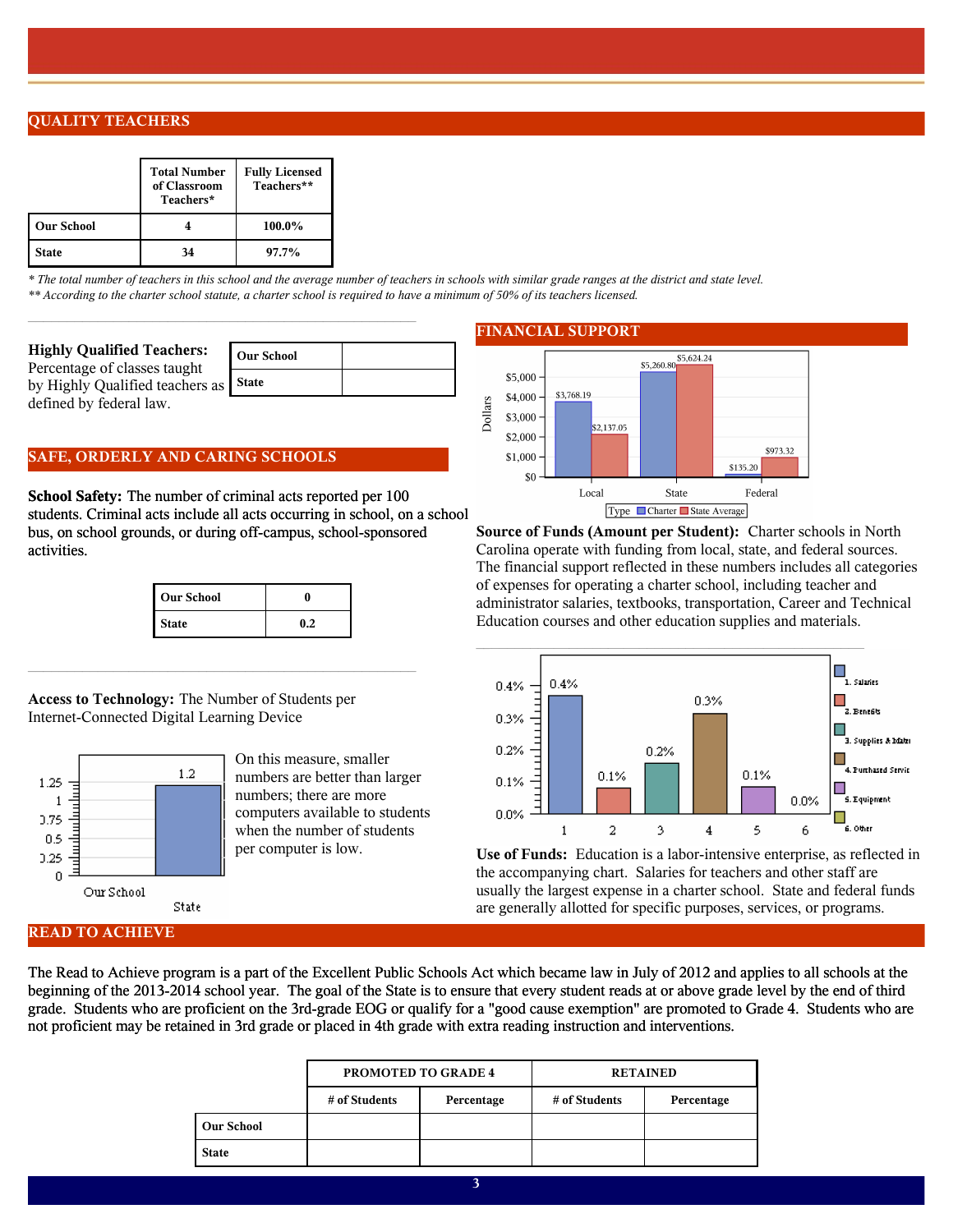## QUALITY TEACHERS

| | Total Number of Classroom Teachers* | Fully Licensed Teachers** |
|---|---|---|
| **Our School** | 4 | 100.0% |
| **State** | 34 | 97.7% |

*\* The total number of teachers in this school and the average number of teachers in schools with similar grade ranges at the district and state level.*
*\*\* According to the charter school statute, a charter school is required to have a minimum of 50% of its teachers licensed.*

**Highly Qualified Teachers:** Percentage of classes taught by Highly Qualified teachers as defined by federal law.

| | |
|---|---|
| **Our School** | |
| **State** | |

## SAFE, ORDERLY AND CARING SCHOOLS

**School Safety:** The number of criminal acts reported per 100 students. Criminal acts include all acts occurring in school, on a school bus, on school grounds, or during off-campus, school-sponsored activities.

| | |
|---|---|
| **Our School** | 0 |
| **State** | 0.2 |

**Access to Technology:** The Number of Students per Internet-Connected Digital Learning Device

1.25
1
0.75
0.5
0.25
0
1.2
Our School
State

On this measure, smaller numbers are better than larger numbers; there are more computers available to students when the number of students per computer is low.

## FINANCIAL SUPPORT

Dollars
$5,000
$4,000
$3,000
$2,000
$1,000
$0
$3,768.19
$2,137.05
$5,260.80
$5,624.24
$135.20
$973.32
Local
State
Federal
Type: Charter, State Average

**Source of Funds (Amount per Student):** Charter schools in North Carolina operate with funding from local, state, and federal sources. The financial support reflected in these numbers includes all categories of expenses for operating a charter school, including teacher and administrator salaries, textbooks, transportation, Career and Technical Education courses and other education supplies and materials.

0.4%
0.3%
0.2%
0.1%
0.0%
0.4%
0.1%
0.2%
0.3%
0.1%
0.0%
1 2 3 4 5 6
1. Salaries
2. Benefits
3. Supplies & Mater
4. Purchased Servic
5. Equipment
6. Other

**Use of Funds:** Education is a labor-intensive enterprise, as reflected in the accompanying chart. Salaries for teachers and other staff are usually the largest expense in a charter school. State and federal funds are generally allotted for specific purposes, services, or programs.

## READ TO ACHIEVE

The Read to Achieve program is a part of the Excellent Public Schools Act which became law in July of 2012 and applies to all schools at the beginning of the 2013-2014 school year. The goal of the State is to ensure that every student reads at or above grade level by the end of third grade. Students who are proficient on the 3rd-grade EOG or qualify for a "good cause exemption" are promoted to Grade 4. Students who are not proficient may be retained in 3rd grade or placed in 4th grade with extra reading instruction and interventions.

| | PROMOTED TO GRADE 4 | | RETAINED | |
|---|---|---|---|---|
| | # of Students | Percentage | # of Students | Percentage |
| **Our School** | | | | |
| **State** | | | | |